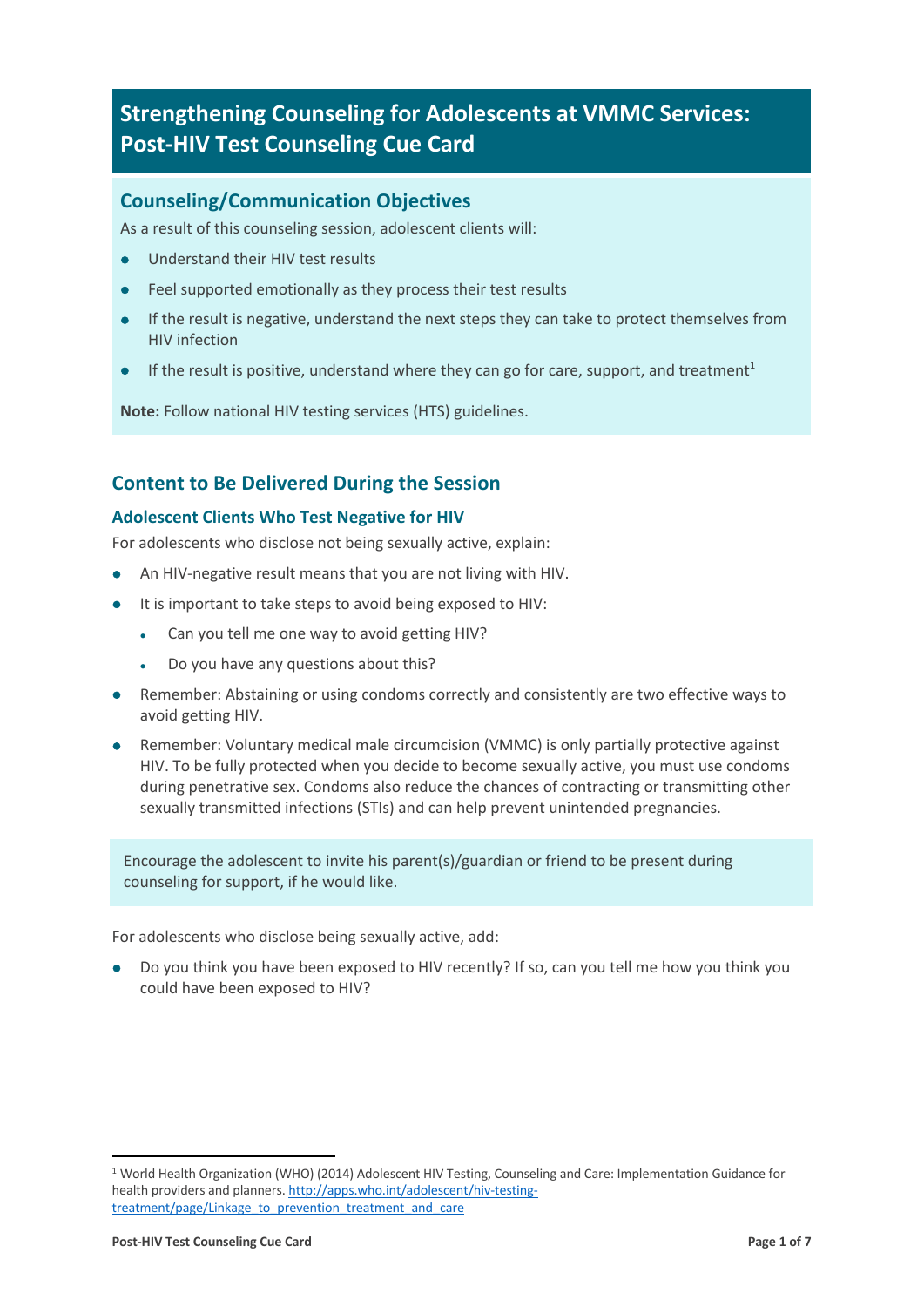# Strengthening Counseling for Adolescents at VMMC Services: Post-HIV Test Counseling Cue Card

## Counseling/Communication Objectives

As a result of this counseling session, adolescent clients will:

- Understand their HIV test results
- Feel supported emotionally as they process their test results
- If the result is negative, understand the next steps they can take to protect themselves from HIV infection
- If the result is positive, understand where they can go for care, support, and treatment[1]

**Note:** Follow national HIV testing services (HTS) guidelines.

## Content to Be Delivered During the Session

### Adolescent Clients Who Test Negative for HIV

For adolescents who disclose not being sexually active, explain:

- An HIV-negative result means that you are not living with HIV.
- It is important to take steps to avoid being exposed to HIV:
  - Can you tell me one way to avoid getting HIV?
  - Do you have any questions about this?
- Remember: Abstaining or using condoms correctly and consistently are two effective ways to avoid getting HIV.
- Remember: Voluntary medical male circumcision (VMMC) is only partially protective against HIV. To be fully protected when you decide to become sexually active, you must use condoms during penetrative sex. Condoms also reduce the chances of contracting or transmitting other sexually transmitted infections (STIs) and can help prevent unintended pregnancies.

Encourage the adolescent to invite his parent(s)/guardian or friend to be present during counseling for support, if he would like.

For adolescents who disclose being sexually active, add:

- Do you think you have been exposed to HIV recently? If so, can you tell me how you think you could have been exposed to HIV?

[1] World Health Organization (WHO) (2014) Adolescent HIV Testing, Counseling and Care: Implementation Guidance for health providers and planners. http://apps.who.int/adolescent/hiv-testing-treatment/page/Linkage_to_prevention_treatment_and_care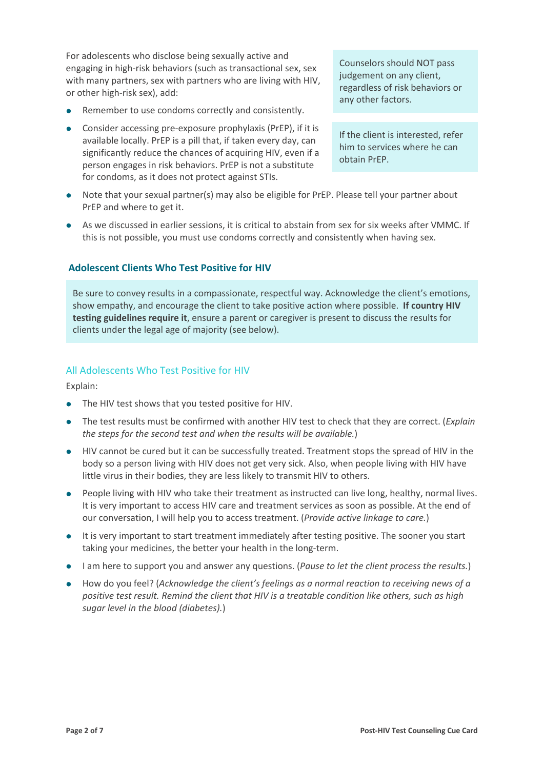For adolescents who disclose being sexually active and engaging in high-risk behaviors (such as transactional sex, sex with many partners, sex with partners who are living with HIV, or other high-risk sex), add:

> Counselors should NOT pass judgement on any client, regardless of risk behaviors or any other factors.

- Remember to use condoms correctly and consistently.
- Consider accessing pre-exposure prophylaxis (PrEP), if it is available locally. PrEP is a pill that, if taken every day, can significantly reduce the chances of acquiring HIV, even if a person engages in risk behaviors. PrEP is not a substitute for condoms, as it does not protect against STIs.

> If the client is interested, refer him to services where he can obtain PrEP.

- Note that your sexual partner(s) may also be eligible for PrEP. Please tell your partner about PrEP and where to get it.
- As we discussed in earlier sessions, it is critical to abstain from sex for six weeks after VMMC. If this is not possible, you must use condoms correctly and consistently when having sex.

## Adolescent Clients Who Test Positive for HIV

> Be sure to convey results in a compassionate, respectful way. Acknowledge the client's emotions, show empathy, and encourage the client to take positive action where possible. **If country HIV testing guidelines require it**, ensure a parent or caregiver is present to discuss the results for clients under the legal age of majority (see below).

### All Adolescents Who Test Positive for HIV

Explain:

- The HIV test shows that you tested positive for HIV.
- The test results must be confirmed with another HIV test to check that they are correct. (*Explain the steps for the second test and when the results will be available.*)
- HIV cannot be cured but it can be successfully treated. Treatment stops the spread of HIV in the body so a person living with HIV does not get very sick. Also, when people living with HIV have little virus in their bodies, they are less likely to transmit HIV to others.
- People living with HIV who take their treatment as instructed can live long, healthy, normal lives. It is very important to access HIV care and treatment services as soon as possible. At the end of our conversation, I will help you to access treatment. (*Provide active linkage to care.*)
- It is very important to start treatment immediately after testing positive. The sooner you start taking your medicines, the better your health in the long-term.
- I am here to support you and answer any questions. (*Pause to let the client process the results.*)
- How do you feel? (*Acknowledge the client's feelings as a normal reaction to receiving news of a positive test result. Remind the client that HIV is a treatable condition like others, such as high sugar level in the blood (diabetes).*)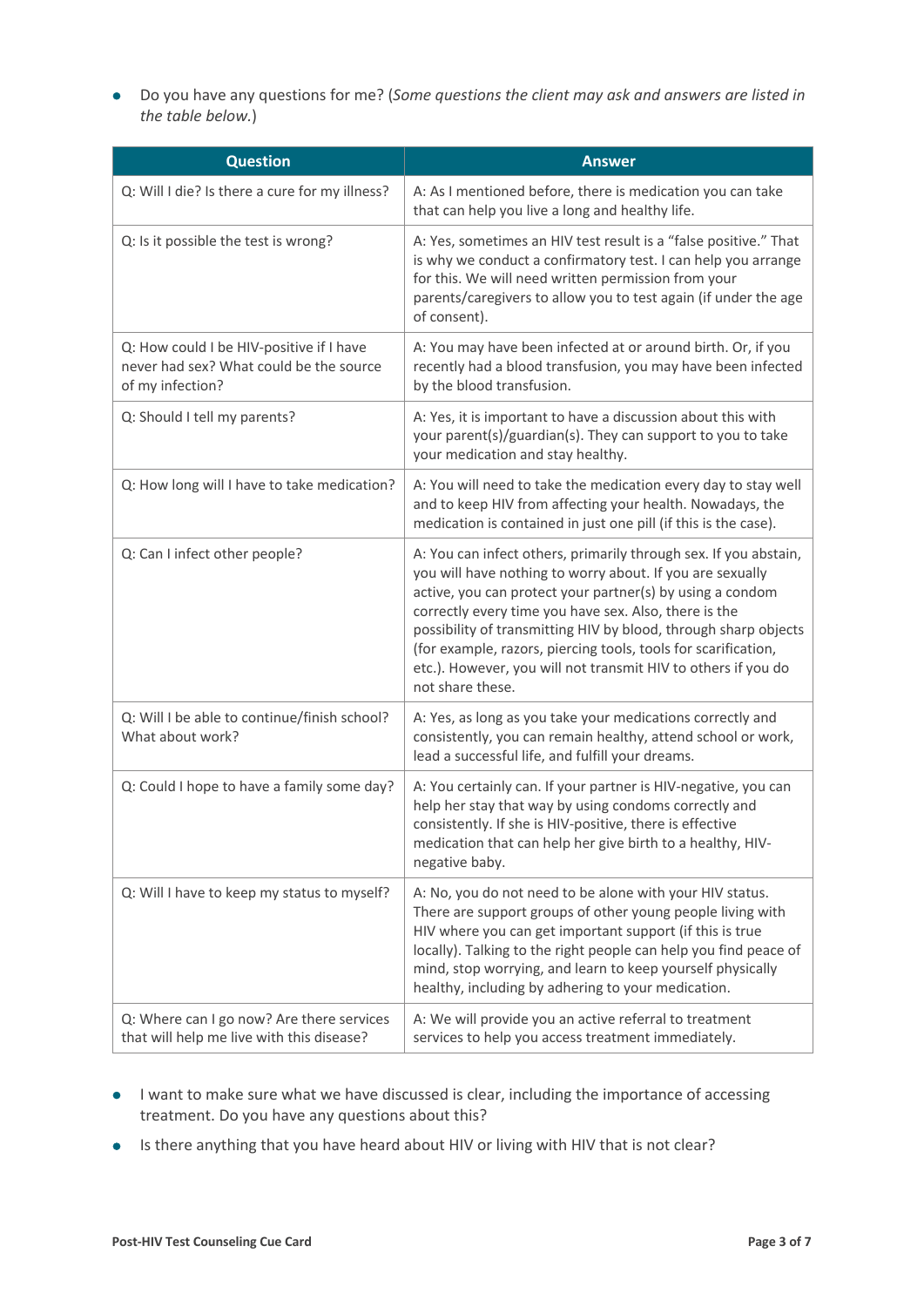- Do you have any questions for me? (*Some questions the client may ask and answers are listed in the table below.*)

| Question | Answer |
|---|---|
| Q: Will I die? Is there a cure for my illness? | A: As I mentioned before, there is medication you can take that can help you live a long and healthy life. |
| Q: Is it possible the test is wrong? | A: Yes, sometimes an HIV test result is a "false positive." That is why we conduct a confirmatory test. I can help you arrange for this. We will need written permission from your parents/caregivers to allow you to test again (if under the age of consent). |
| Q: How could I be HIV-positive if I have never had sex? What could be the source of my infection? | A: You may have been infected at or around birth. Or, if you recently had a blood transfusion, you may have been infected by the blood transfusion. |
| Q: Should I tell my parents? | A: Yes, it is important to have a discussion about this with your parent(s)/guardian(s). They can support to you to take your medication and stay healthy. |
| Q: How long will I have to take medication? | A: You will need to take the medication every day to stay well and to keep HIV from affecting your health. Nowadays, the medication is contained in just one pill (if this is the case). |
| Q: Can I infect other people? | A: You can infect others, primarily through sex. If you abstain, you will have nothing to worry about. If you are sexually active, you can protect your partner(s) by using a condom correctly every time you have sex. Also, there is the possibility of transmitting HIV by blood, through sharp objects (for example, razors, piercing tools, tools for scarification, etc.). However, you will not transmit HIV to others if you do not share these. |
| Q: Will I be able to continue/finish school? What about work? | A: Yes, as long as you take your medications correctly and consistently, you can remain healthy, attend school or work, lead a successful life, and fulfill your dreams. |
| Q: Could I hope to have a family some day? | A: You certainly can. If your partner is HIV-negative, you can help her stay that way by using condoms correctly and consistently. If she is HIV-positive, there is effective medication that can help her give birth to a healthy, HIV-negative baby. |
| Q: Will I have to keep my status to myself? | A: No, you do not need to be alone with your HIV status. There are support groups of other young people living with HIV where you can get important support (if this is true locally). Talking to the right people can help you find peace of mind, stop worrying, and learn to keep yourself physically healthy, including by adhering to your medication. |
| Q: Where can I go now? Are there services that will help me live with this disease? | A: We will provide you an active referral to treatment services to help you access treatment immediately. |

- I want to make sure what we have discussed is clear, including the importance of accessing treatment. Do you have any questions about this?
- Is there anything that you have heard about HIV or living with HIV that is not clear?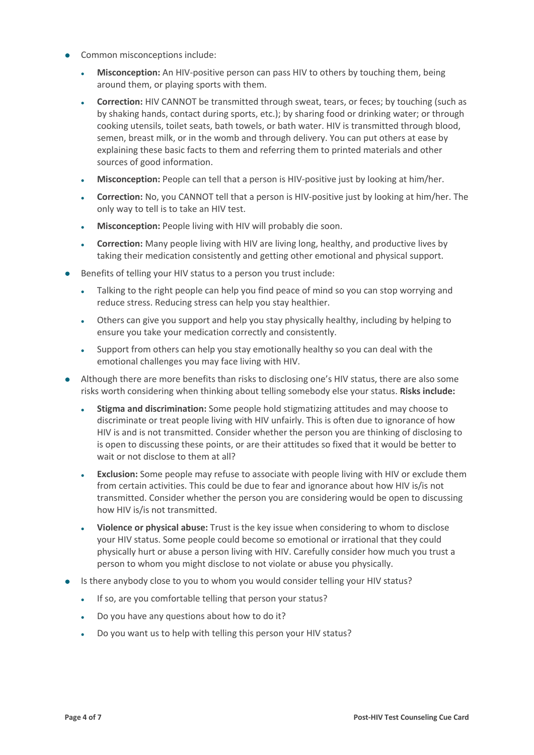- Common misconceptions include:
    - **Misconception:** An HIV-positive person can pass HIV to others by touching them, being around them, or playing sports with them.
    - **Correction:** HIV CANNOT be transmitted through sweat, tears, or feces; by touching (such as by shaking hands, contact during sports, etc.); by sharing food or drinking water; or through cooking utensils, toilet seats, bath towels, or bath water. HIV is transmitted through blood, semen, breast milk, or in the womb and through delivery. You can put others at ease by explaining these basic facts to them and referring them to printed materials and other sources of good information.
    - **Misconception:** People can tell that a person is HIV-positive just by looking at him/her.
    - **Correction:** No, you CANNOT tell that a person is HIV-positive just by looking at him/her. The only way to tell is to take an HIV test.
    - **Misconception:** People living with HIV will probably die soon.
    - **Correction:** Many people living with HIV are living long, healthy, and productive lives by taking their medication consistently and getting other emotional and physical support.
- Benefits of telling your HIV status to a person you trust include:
    - Talking to the right people can help you find peace of mind so you can stop worrying and reduce stress. Reducing stress can help you stay healthier.
    - Others can give you support and help you stay physically healthy, including by helping to ensure you take your medication correctly and consistently.
    - Support from others can help you stay emotionally healthy so you can deal with the emotional challenges you may face living with HIV.
- Although there are more benefits than risks to disclosing one's HIV status, there are also some risks worth considering when thinking about telling somebody else your status. **Risks include:**
    - **Stigma and discrimination:** Some people hold stigmatizing attitudes and may choose to discriminate or treat people living with HIV unfairly. This is often due to ignorance of how HIV is and is not transmitted. Consider whether the person you are thinking of disclosing to is open to discussing these points, or are their attitudes so fixed that it would be better to wait or not disclose to them at all?
    - **Exclusion:** Some people may refuse to associate with people living with HIV or exclude them from certain activities. This could be due to fear and ignorance about how HIV is/is not transmitted. Consider whether the person you are considering would be open to discussing how HIV is/is not transmitted.
    - **Violence or physical abuse:** Trust is the key issue when considering to whom to disclose your HIV status. Some people could become so emotional or irrational that they could physically hurt or abuse a person living with HIV. Carefully consider how much you trust a person to whom you might disclose to not violate or abuse you physically.
- Is there anybody close to you to whom you would consider telling your HIV status?
    - If so, are you comfortable telling that person your status?
    - Do you have any questions about how to do it?
    - Do you want us to help with telling this person your HIV status?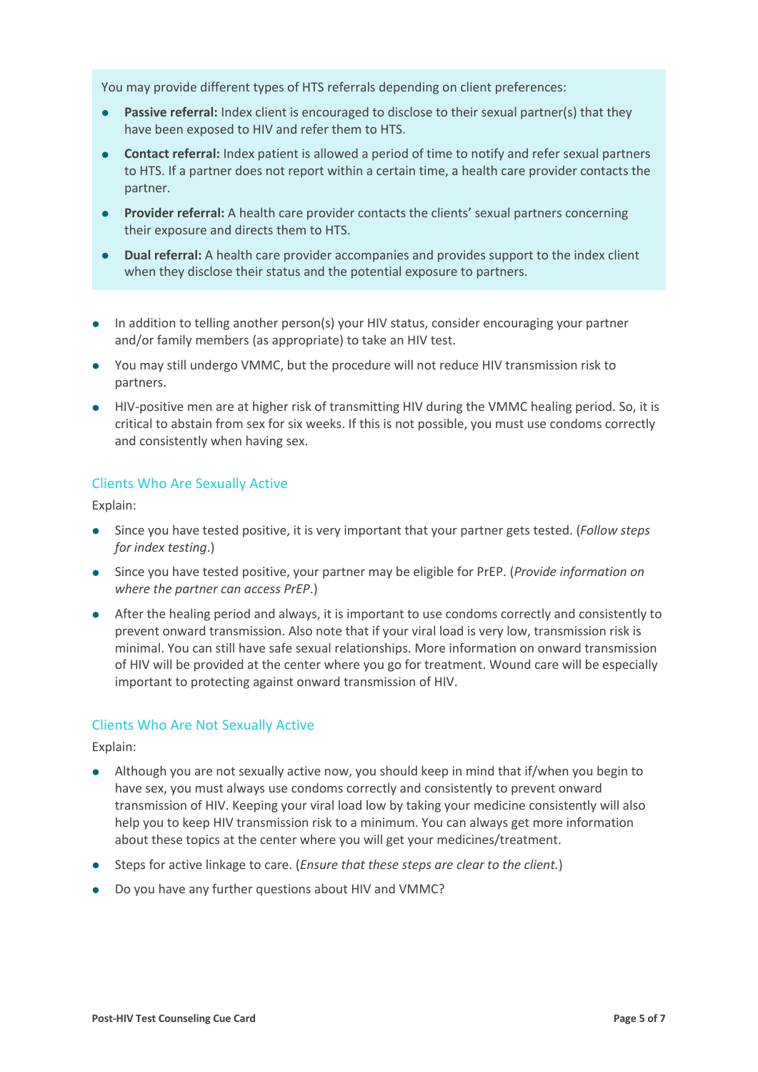You may provide different types of HTS referrals depending on client preferences:

- **Passive referral:** Index client is encouraged to disclose to their sexual partner(s) that they have been exposed to HIV and refer them to HTS.
- **Contact referral:** Index patient is allowed a period of time to notify and refer sexual partners to HTS. If a partner does not report within a certain time, a health care provider contacts the partner.
- **Provider referral:** A health care provider contacts the clients' sexual partners concerning their exposure and directs them to HTS.
- **Dual referral:** A health care provider accompanies and provides support to the index client when they disclose their status and the potential exposure to partners.

- In addition to telling another person(s) your HIV status, consider encouraging your partner and/or family members (as appropriate) to take an HIV test.
- You may still undergo VMMC, but the procedure will not reduce HIV transmission risk to partners.
- HIV-positive men are at higher risk of transmitting HIV during the VMMC healing period. So, it is critical to abstain from sex for six weeks. If this is not possible, you must use condoms correctly and consistently when having sex.

## Clients Who Are Sexually Active

Explain:

- Since you have tested positive, it is very important that your partner gets tested. (*Follow steps for index testing*.)
- Since you have tested positive, your partner may be eligible for PrEP. (*Provide information on where the partner can access PrEP*.)
- After the healing period and always, it is important to use condoms correctly and consistently to prevent onward transmission. Also note that if your viral load is very low, transmission risk is minimal. You can still have safe sexual relationships. More information on onward transmission of HIV will be provided at the center where you go for treatment. Wound care will be especially important to protecting against onward transmission of HIV.

## Clients Who Are Not Sexually Active

Explain:

- Although you are not sexually active now, you should keep in mind that if/when you begin to have sex, you must always use condoms correctly and consistently to prevent onward transmission of HIV. Keeping your viral load low by taking your medicine consistently will also help you to keep HIV transmission risk to a minimum. You can always get more information about these topics at the center where you will get your medicines/treatment.
- Steps for active linkage to care. (*Ensure that these steps are clear to the client.*)
- Do you have any further questions about HIV and VMMC?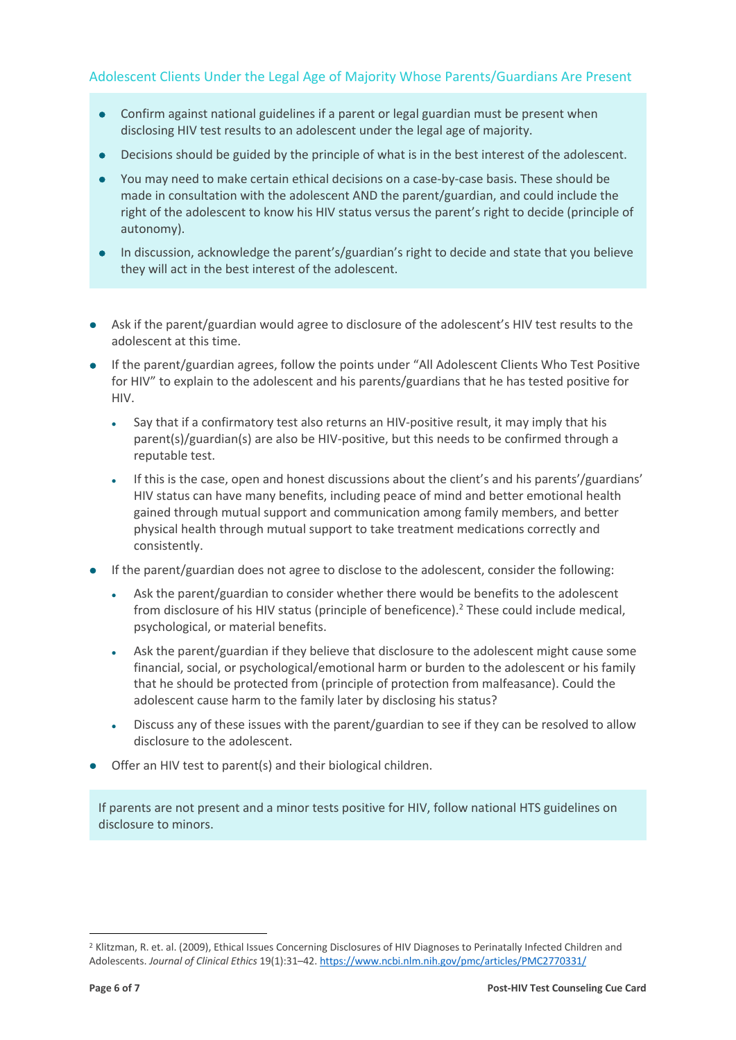### Adolescent Clients Under the Legal Age of Majority Whose Parents/Guardians Are Present

- Confirm against national guidelines if a parent or legal guardian must be present when disclosing HIV test results to an adolescent under the legal age of majority.
- Decisions should be guided by the principle of what is in the best interest of the adolescent.
- You may need to make certain ethical decisions on a case-by-case basis. These should be made in consultation with the adolescent AND the parent/guardian, and could include the right of the adolescent to know his HIV status versus the parent's right to decide (principle of autonomy).
- In discussion, acknowledge the parent's/guardian's right to decide and state that you believe they will act in the best interest of the adolescent.

- Ask if the parent/guardian would agree to disclosure of the adolescent's HIV test results to the adolescent at this time.
- If the parent/guardian agrees, follow the points under "All Adolescent Clients Who Test Positive for HIV" to explain to the adolescent and his parents/guardians that he has tested positive for HIV.
  - Say that if a confirmatory test also returns an HIV-positive result, it may imply that his parent(s)/guardian(s) are also be HIV-positive, but this needs to be confirmed through a reputable test.
  - If this is the case, open and honest discussions about the client's and his parents'/guardians' HIV status can have many benefits, including peace of mind and better emotional health gained through mutual support and communication among family members, and better physical health through mutual support to take treatment medications correctly and consistently.
- If the parent/guardian does not agree to disclose to the adolescent, consider the following:
  - Ask the parent/guardian to consider whether there would be benefits to the adolescent from disclosure of his HIV status (principle of beneficence).[2] These could include medical, psychological, or material benefits.
  - Ask the parent/guardian if they believe that disclosure to the adolescent might cause some financial, social, or psychological/emotional harm or burden to the adolescent or his family that he should be protected from (principle of protection from malfeasance). Could the adolescent cause harm to the family later by disclosing his status?
  - Discuss any of these issues with the parent/guardian to see if they can be resolved to allow disclosure to the adolescent.
- Offer an HIV test to parent(s) and their biological children.

If parents are not present and a minor tests positive for HIV, follow national HTS guidelines on disclosure to minors.

---

[2] Klitzman, R. et. al. (2009), Ethical Issues Concerning Disclosures of HIV Diagnoses to Perinatally Infected Children and Adolescents. *Journal of Clinical Ethics* 19(1):31–42. https://www.ncbi.nlm.nih.gov/pmc/articles/PMC2770331/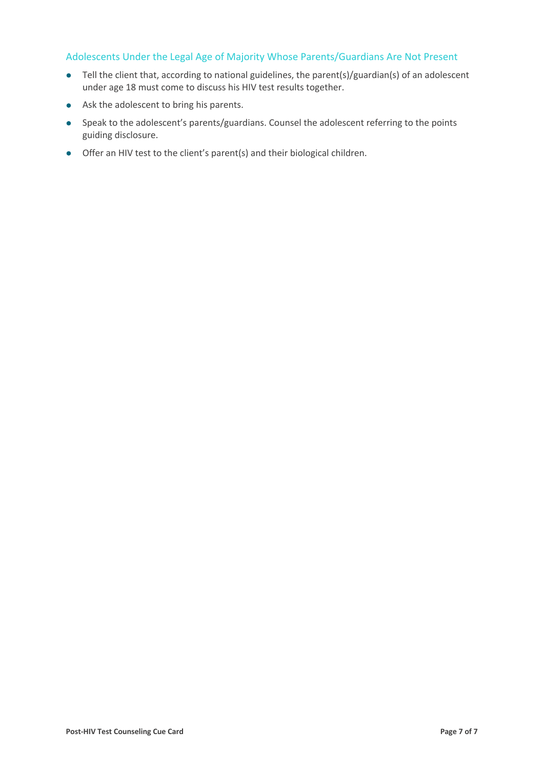### Adolescents Under the Legal Age of Majority Whose Parents/Guardians Are Not Present

- Tell the client that, according to national guidelines, the parent(s)/guardian(s) of an adolescent under age 18 must come to discuss his HIV test results together.
- Ask the adolescent to bring his parents.
- Speak to the adolescent's parents/guardians. Counsel the adolescent referring to the points guiding disclosure.
- Offer an HIV test to the client's parent(s) and their biological children.